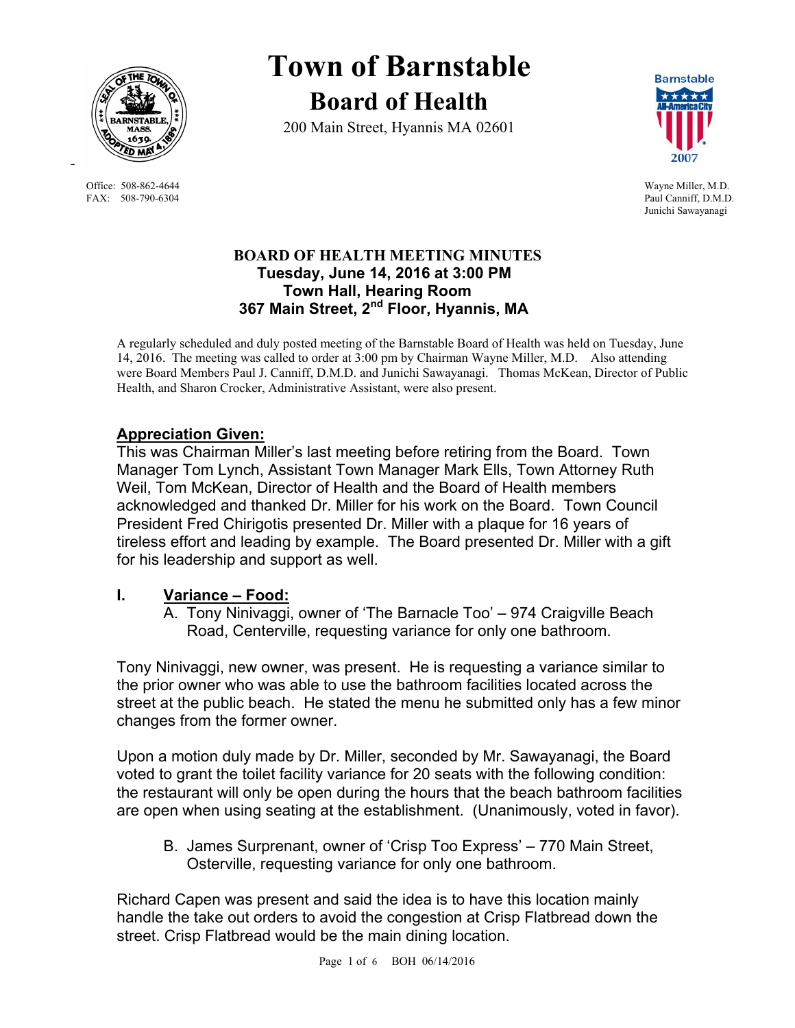# Town of Barnstable

## Board of Health

200 Main Street, Hyannis MA 02601

Office: 508-862-4644
FAX: 508-790-6304

Wayne Miller, M.D.
Paul Canniff, D.M.D.
Junichi Sawayanagi

### BOARD OF HEALTH MEETING MINUTES
**Tuesday, June 14, 2016 at 3:00 PM**
**Town Hall, Hearing Room**
**367 Main Street, 2nd Floor, Hyannis, MA**

A regularly scheduled and duly posted meeting of the Barnstable Board of Health was held on Tuesday, June 14, 2016. The meeting was called to order at 3:00 pm by Chairman Wayne Miller, M.D. Also attending were Board Members Paul J. Canniff, D.M.D. and Junichi Sawayanagi. Thomas McKean, Director of Public Health, and Sharon Crocker, Administrative Assistant, were also present.

**Appreciation Given:**

This was Chairman Miller's last meeting before retiring from the Board. Town Manager Tom Lynch, Assistant Town Manager Mark Ells, Town Attorney Ruth Weil, Tom McKean, Director of Health and the Board of Health members acknowledged and thanked Dr. Miller for his work on the Board. Town Council President Fred Chirigotis presented Dr. Miller with a plaque for 16 years of tireless effort and leading by example. The Board presented Dr. Miller with a gift for his leadership and support as well.

**I. Variance – Food:**

A. Tony Ninivaggi, owner of 'The Barnacle Too' – 974 Craigville Beach Road, Centerville, requesting variance for only one bathroom.

Tony Ninivaggi, new owner, was present. He is requesting a variance similar to the prior owner who was able to use the bathroom facilities located across the street at the public beach. He stated the menu he submitted only has a few minor changes from the former owner.

Upon a motion duly made by Dr. Miller, seconded by Mr. Sawayanagi, the Board voted to grant the toilet facility variance for 20 seats with the following condition: the restaurant will only be open during the hours that the beach bathroom facilities are open when using seating at the establishment. (Unanimously, voted in favor).

B. James Surprenant, owner of 'Crisp Too Express' – 770 Main Street, Osterville, requesting variance for only one bathroom.

Richard Capen was present and said the idea is to have this location mainly handle the take out orders to avoid the congestion at Crisp Flatbread down the street. Crisp Flatbread would be the main dining location.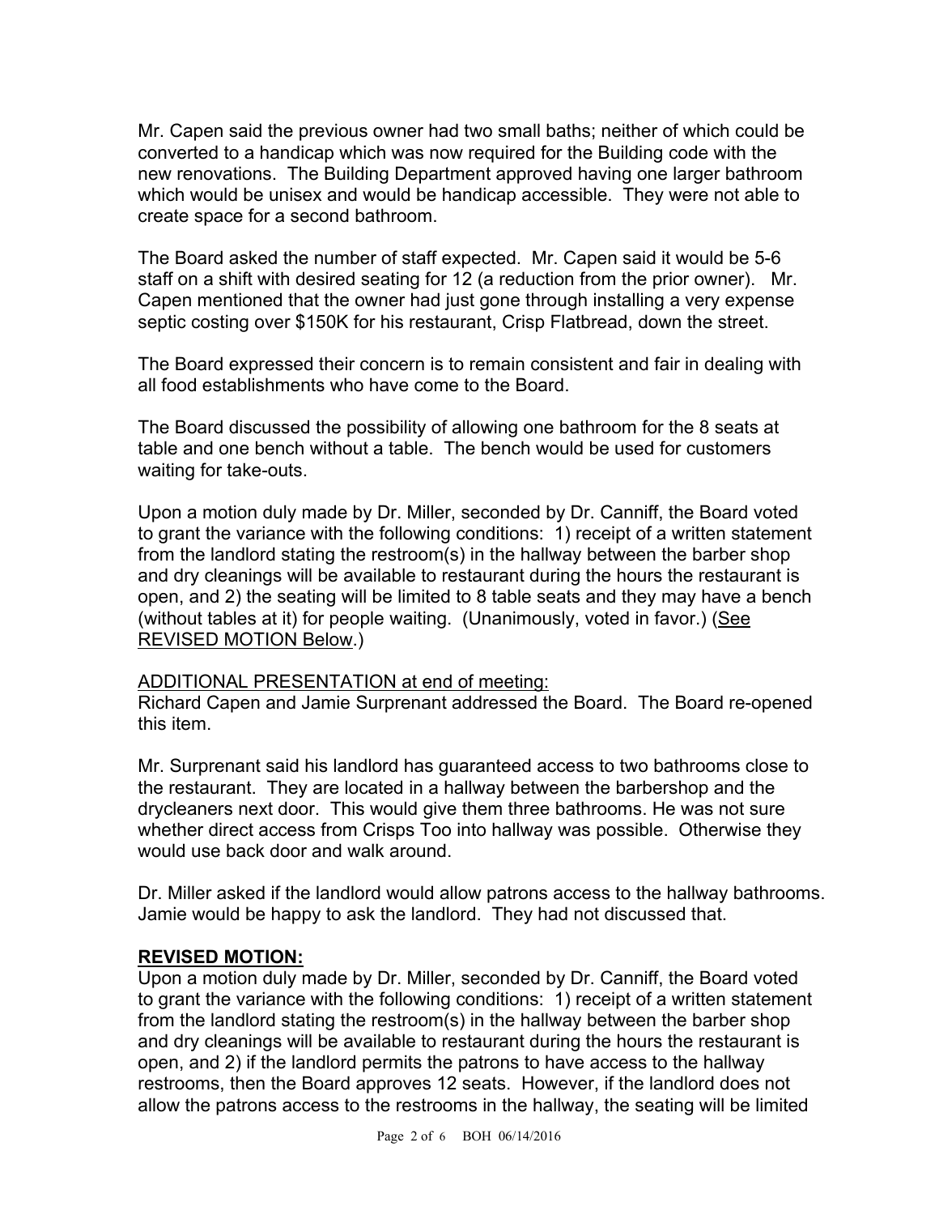Mr. Capen said the previous owner had two small baths; neither of which could be converted to a handicap which was now required for the Building code with the new renovations. The Building Department approved having one larger bathroom which would be unisex and would be handicap accessible. They were not able to create space for a second bathroom.

The Board asked the number of staff expected. Mr. Capen said it would be 5-6 staff on a shift with desired seating for 12 (a reduction from the prior owner). Mr. Capen mentioned that the owner had just gone through installing a very expense septic costing over $150K for his restaurant, Crisp Flatbread, down the street.

The Board expressed their concern is to remain consistent and fair in dealing with all food establishments who have come to the Board.

The Board discussed the possibility of allowing one bathroom for the 8 seats at table and one bench without a table. The bench would be used for customers waiting for take-outs.

Upon a motion duly made by Dr. Miller, seconded by Dr. Canniff, the Board voted to grant the variance with the following conditions: 1) receipt of a written statement from the landlord stating the restroom(s) in the hallway between the barber shop and dry cleanings will be available to restaurant during the hours the restaurant is open, and 2) the seating will be limited to 8 table seats and they may have a bench (without tables at it) for people waiting. (Unanimously, voted in favor.) (<u>See REVISED MOTION Below</u>.)

<u>ADDITIONAL PRESENTATION at end of meeting:</u>
Richard Capen and Jamie Surprenant addressed the Board. The Board re-opened this item.

Mr. Surprenant said his landlord has guaranteed access to two bathrooms close to the restaurant. They are located in a hallway between the barbershop and the drycleaners next door. This would give them three bathrooms. He was not sure whether direct access from Crisps Too into hallway was possible. Otherwise they would use back door and walk around.

Dr. Miller asked if the landlord would allow patrons access to the hallway bathrooms. Jamie would be happy to ask the landlord. They had not discussed that.

**<u>REVISED MOTION:</u>**
Upon a motion duly made by Dr. Miller, seconded by Dr. Canniff, the Board voted to grant the variance with the following conditions: 1) receipt of a written statement from the landlord stating the restroom(s) in the hallway between the barber shop and dry cleanings will be available to restaurant during the hours the restaurant is open, and 2) if the landlord permits the patrons to have access to the hallway restrooms, then the Board approves 12 seats. However, if the landlord does not allow the patrons access to the restrooms in the hallway, the seating will be limited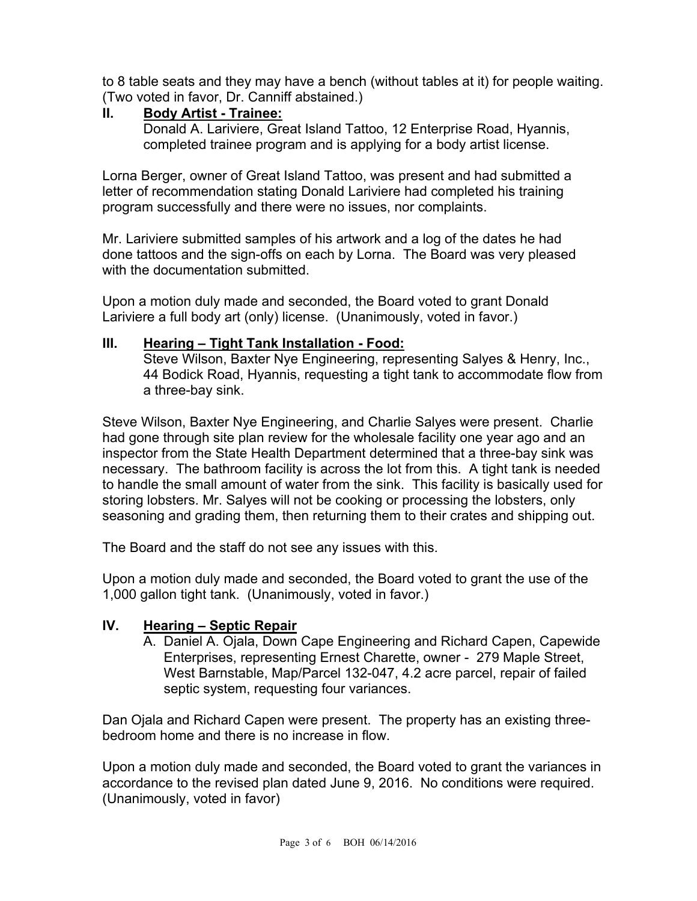to 8 table seats and they may have a bench (without tables at it) for people waiting. (Two voted in favor, Dr. Canniff abstained.)

## II. Body Artist - Trainee:

Donald A. Lariviere, Great Island Tattoo, 12 Enterprise Road, Hyannis, completed trainee program and is applying for a body artist license.

Lorna Berger, owner of Great Island Tattoo, was present and had submitted a letter of recommendation stating Donald Lariviere had completed his training program successfully and there were no issues, nor complaints.

Mr. Lariviere submitted samples of his artwork and a log of the dates he had done tattoos and the sign-offs on each by Lorna. The Board was very pleased with the documentation submitted.

Upon a motion duly made and seconded, the Board voted to grant Donald Lariviere a full body art (only) license. (Unanimously, voted in favor.)

## III. Hearing – Tight Tank Installation - Food:

Steve Wilson, Baxter Nye Engineering, representing Salyes & Henry, Inc., 44 Bodick Road, Hyannis, requesting a tight tank to accommodate flow from a three-bay sink.

Steve Wilson, Baxter Nye Engineering, and Charlie Salyes were present. Charlie had gone through site plan review for the wholesale facility one year ago and an inspector from the State Health Department determined that a three-bay sink was necessary. The bathroom facility is across the lot from this. A tight tank is needed to handle the small amount of water from the sink. This facility is basically used for storing lobsters. Mr. Salyes will not be cooking or processing the lobsters, only seasoning and grading them, then returning them to their crates and shipping out.

The Board and the staff do not see any issues with this.

Upon a motion duly made and seconded, the Board voted to grant the use of the 1,000 gallon tight tank. (Unanimously, voted in favor.)

## IV. Hearing – Septic Repair

A. Daniel A. Ojala, Down Cape Engineering and Richard Capen, Capewide Enterprises, representing Ernest Charette, owner - 279 Maple Street, West Barnstable, Map/Parcel 132-047, 4.2 acre parcel, repair of failed septic system, requesting four variances.

Dan Ojala and Richard Capen were present. The property has an existing three-bedroom home and there is no increase in flow.

Upon a motion duly made and seconded, the Board voted to grant the variances in accordance to the revised plan dated June 9, 2016. No conditions were required. (Unanimously, voted in favor)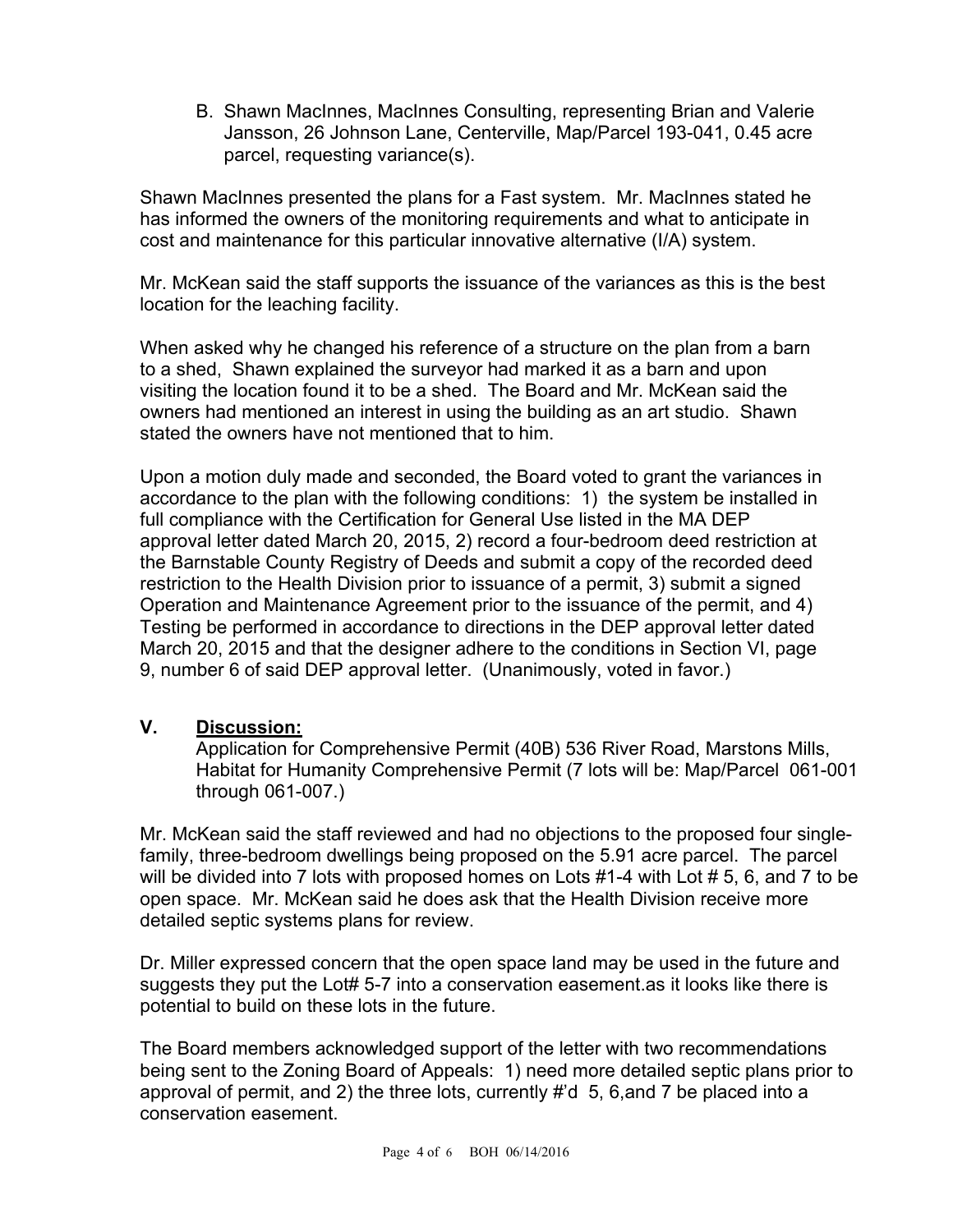B. Shawn MacInnes, MacInnes Consulting, representing Brian and Valerie Jansson, 26 Johnson Lane, Centerville, Map/Parcel 193-041, 0.45 acre parcel, requesting variance(s).

Shawn MacInnes presented the plans for a Fast system. Mr. MacInnes stated he has informed the owners of the monitoring requirements and what to anticipate in cost and maintenance for this particular innovative alternative (I/A) system.

Mr. McKean said the staff supports the issuance of the variances as this is the best location for the leaching facility.

When asked why he changed his reference of a structure on the plan from a barn to a shed, Shawn explained the surveyor had marked it as a barn and upon visiting the location found it to be a shed. The Board and Mr. McKean said the owners had mentioned an interest in using the building as an art studio. Shawn stated the owners have not mentioned that to him.

Upon a motion duly made and seconded, the Board voted to grant the variances in accordance to the plan with the following conditions: 1) the system be installed in full compliance with the Certification for General Use listed in the MA DEP approval letter dated March 20, 2015, 2) record a four-bedroom deed restriction at the Barnstable County Registry of Deeds and submit a copy of the recorded deed restriction to the Health Division prior to issuance of a permit, 3) submit a signed Operation and Maintenance Agreement prior to the issuance of the permit, and 4) Testing be performed in accordance to directions in the DEP approval letter dated March 20, 2015 and that the designer adhere to the conditions in Section VI, page 9, number 6 of said DEP approval letter. (Unanimously, voted in favor.)

## V. <u>Discussion:</u>

Application for Comprehensive Permit (40B) 536 River Road, Marstons Mills, Habitat for Humanity Comprehensive Permit (7 lots will be: Map/Parcel 061-001 through 061-007.)

Mr. McKean said the staff reviewed and had no objections to the proposed four single-family, three-bedroom dwellings being proposed on the 5.91 acre parcel. The parcel will be divided into 7 lots with proposed homes on Lots #1-4 with Lot # 5, 6, and 7 to be open space. Mr. McKean said he does ask that the Health Division receive more detailed septic systems plans for review.

Dr. Miller expressed concern that the open space land may be used in the future and suggests they put the Lot# 5-7 into a conservation easement.as it looks like there is potential to build on these lots in the future.

The Board members acknowledged support of the letter with two recommendations being sent to the Zoning Board of Appeals: 1) need more detailed septic plans prior to approval of permit, and 2) the three lots, currently #'d 5, 6,and 7 be placed into a conservation easement.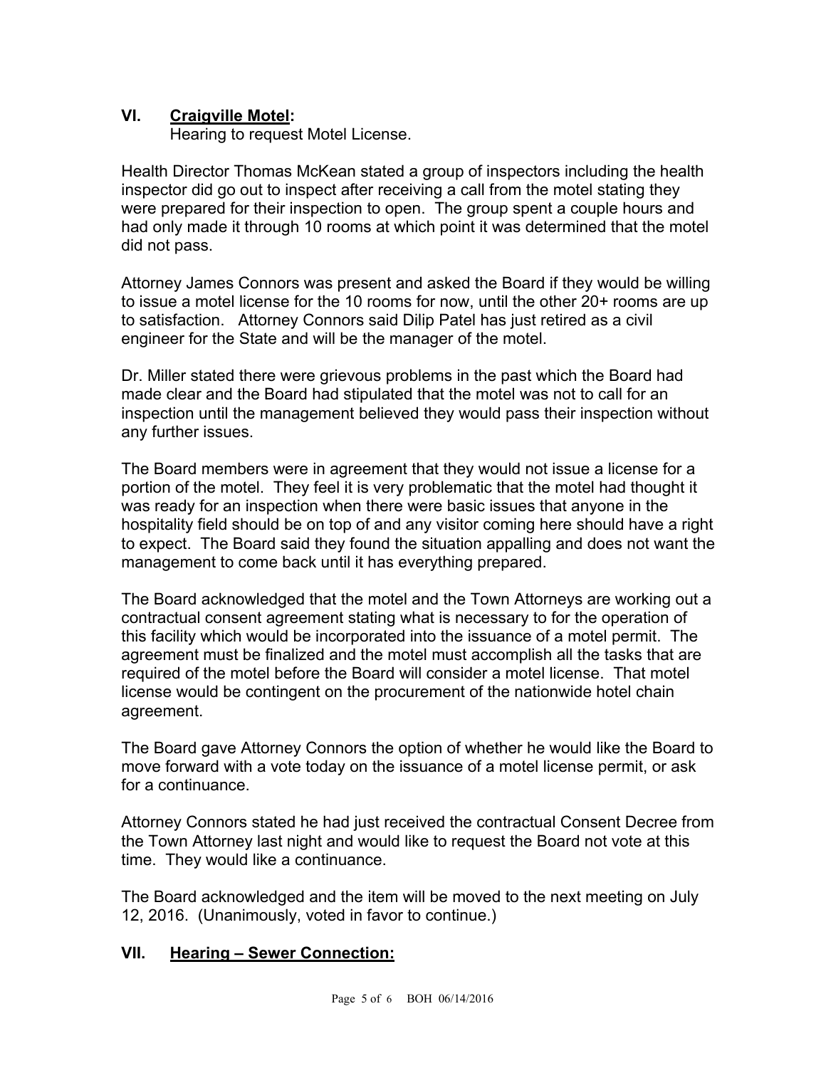## VI. <u>Craigville Motel</u>:

Hearing to request Motel License.

Health Director Thomas McKean stated a group of inspectors including the health inspector did go out to inspect after receiving a call from the motel stating they were prepared for their inspection to open. The group spent a couple hours and had only made it through 10 rooms at which point it was determined that the motel did not pass.

Attorney James Connors was present and asked the Board if they would be willing to issue a motel license for the 10 rooms for now, until the other 20+ rooms are up to satisfaction. Attorney Connors said Dilip Patel has just retired as a civil engineer for the State and will be the manager of the motel.

Dr. Miller stated there were grievous problems in the past which the Board had made clear and the Board had stipulated that the motel was not to call for an inspection until the management believed they would pass their inspection without any further issues.

The Board members were in agreement that they would not issue a license for a portion of the motel. They feel it is very problematic that the motel had thought it was ready for an inspection when there were basic issues that anyone in the hospitality field should be on top of and any visitor coming here should have a right to expect. The Board said they found the situation appalling and does not want the management to come back until it has everything prepared.

The Board acknowledged that the motel and the Town Attorneys are working out a contractual consent agreement stating what is necessary to for the operation of this facility which would be incorporated into the issuance of a motel permit. The agreement must be finalized and the motel must accomplish all the tasks that are required of the motel before the Board will consider a motel license. That motel license would be contingent on the procurement of the nationwide hotel chain agreement.

The Board gave Attorney Connors the option of whether he would like the Board to move forward with a vote today on the issuance of a motel license permit, or ask for a continuance.

Attorney Connors stated he had just received the contractual Consent Decree from the Town Attorney last night and would like to request the Board not vote at this time. They would like a continuance.

The Board acknowledged and the item will be moved to the next meeting on July 12, 2016. (Unanimously, voted in favor to continue.)

## VII. <u>Hearing – Sewer Connection:</u>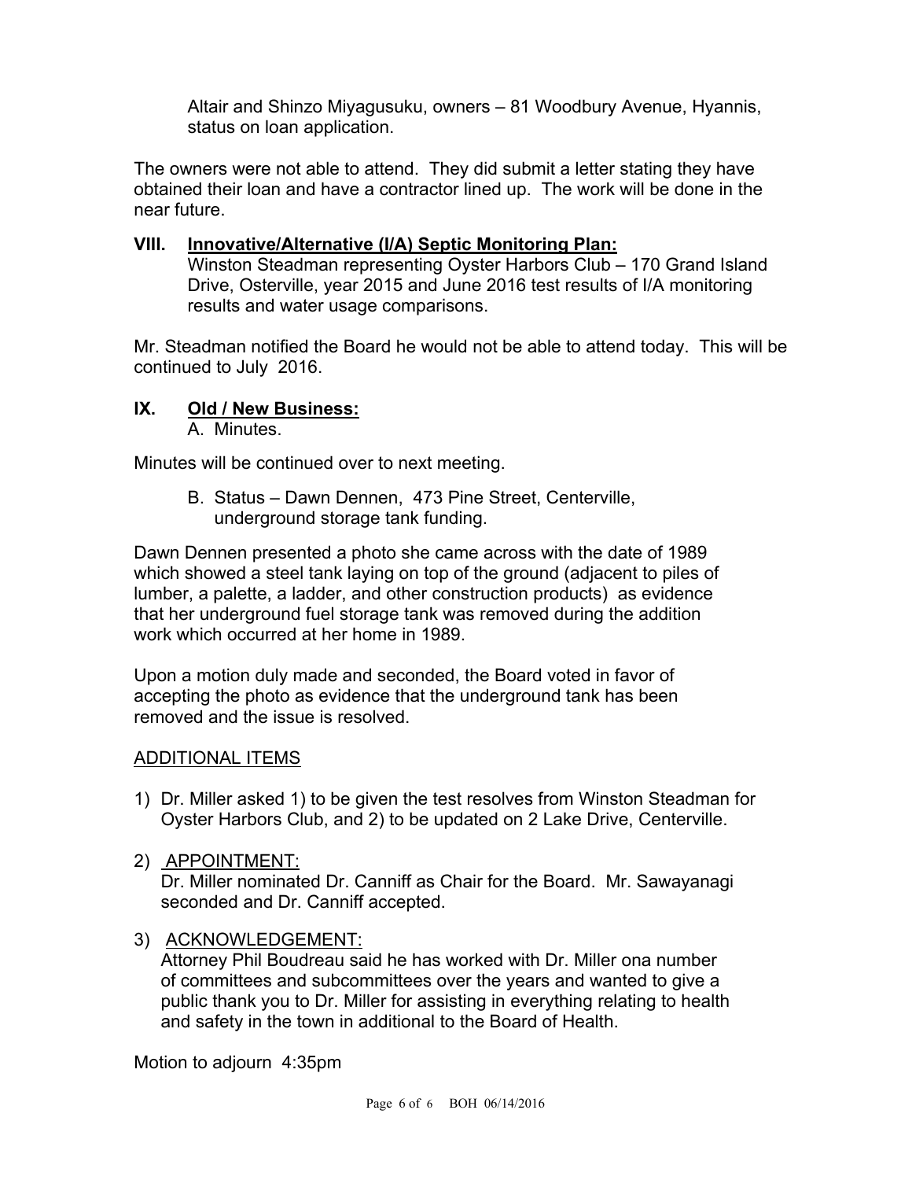Altair and Shinzo Miyagusuku, owners – 81 Woodbury Avenue, Hyannis, status on loan application.

The owners were not able to attend. They did submit a letter stating they have obtained their loan and have a contractor lined up. The work will be done in the near future.

## VIII. Innovative/Alternative (I/A) Septic Monitoring Plan:

Winston Steadman representing Oyster Harbors Club – 170 Grand Island Drive, Osterville, year 2015 and June 2016 test results of I/A monitoring results and water usage comparisons.

Mr. Steadman notified the Board he would not be able to attend today. This will be continued to July 2016.

## IX. Old / New Business:

A. Minutes.

Minutes will be continued over to next meeting.

B. Status – Dawn Dennen, 473 Pine Street, Centerville, underground storage tank funding.

Dawn Dennen presented a photo she came across with the date of 1989 which showed a steel tank laying on top of the ground (adjacent to piles of lumber, a palette, a ladder, and other construction products) as evidence that her underground fuel storage tank was removed during the addition work which occurred at her home in 1989.

Upon a motion duly made and seconded, the Board voted in favor of accepting the photo as evidence that the underground tank has been removed and the issue is resolved.

ADDITIONAL ITEMS

1) Dr. Miller asked 1) to be given the test resolves from Winston Steadman for Oyster Harbors Club, and 2) to be updated on 2 Lake Drive, Centerville.

2) APPOINTMENT:
   Dr. Miller nominated Dr. Canniff as Chair for the Board. Mr. Sawayanagi seconded and Dr. Canniff accepted.

3) ACKNOWLEDGEMENT:
   Attorney Phil Boudreau said he has worked with Dr. Miller ona number of committees and subcommittees over the years and wanted to give a public thank you to Dr. Miller for assisting in everything relating to health and safety in the town in additional to the Board of Health.

Motion to adjourn 4:35pm